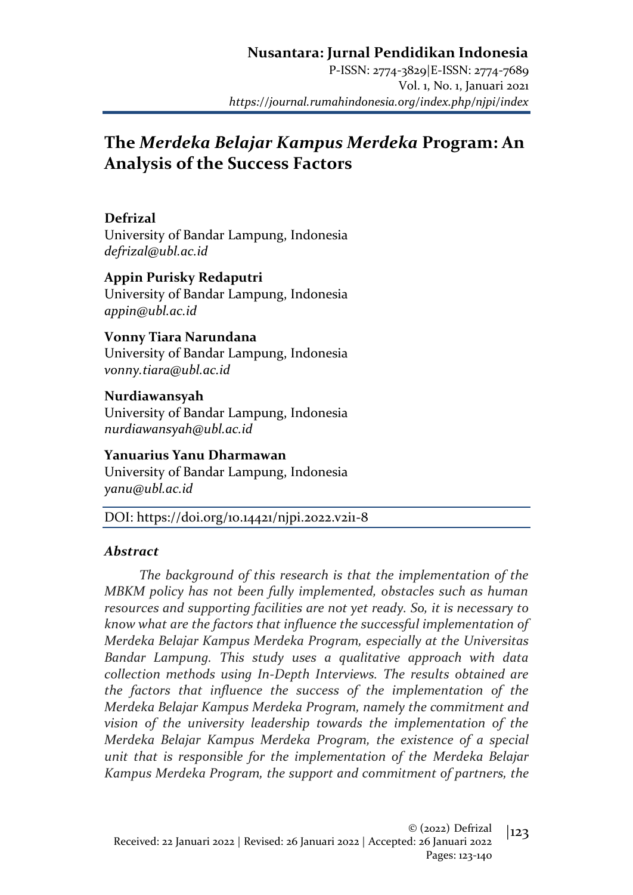# The *Merdeka Belajar Kampus Merdeka* Program: An Analysis of the Success Factors

**Defrizal**
University of Bandar Lampung, Indonesia
*defrizal@ubl.ac.id*

**Appin Purisky Redaputri**
University of Bandar Lampung, Indonesia
*appin@ubl.ac.id*

**Vonny Tiara Narundana**
University of Bandar Lampung, Indonesia
*vonny.tiara@ubl.ac.id*

**Nurdiawansyah**
University of Bandar Lampung, Indonesia
*nurdiawansyah@ubl.ac.id*

**Yanuarius Yanu Dharmawan**
University of Bandar Lampung, Indonesia
*yanu@ubl.ac.id*

DOI: https://doi.org/10.14421/njpi.2022.v2i1-8

### *Abstract*

*The background of this research is that the implementation of the MBKM policy has not been fully implemented, obstacles such as human resources and supporting facilities are not yet ready. So, it is necessary to know what are the factors that influence the successful implementation of Merdeka Belajar Kampus Merdeka Program, especially at the Universitas Bandar Lampung. This study uses a qualitative approach with data collection methods using In-Depth Interviews. The results obtained are the factors that influence the success of the implementation of the Merdeka Belajar Kampus Merdeka Program, namely the commitment and vision of the university leadership towards the implementation of the Merdeka Belajar Kampus Merdeka Program, the existence of a special unit that is responsible for the implementation of the Merdeka Belajar Kampus Merdeka Program, the support and commitment of partners, the*

© (2022) Defrizal
Received: 22 Januari 2022 | Revised: 26 Januari 2022 | Accepted: 26 Januari 2022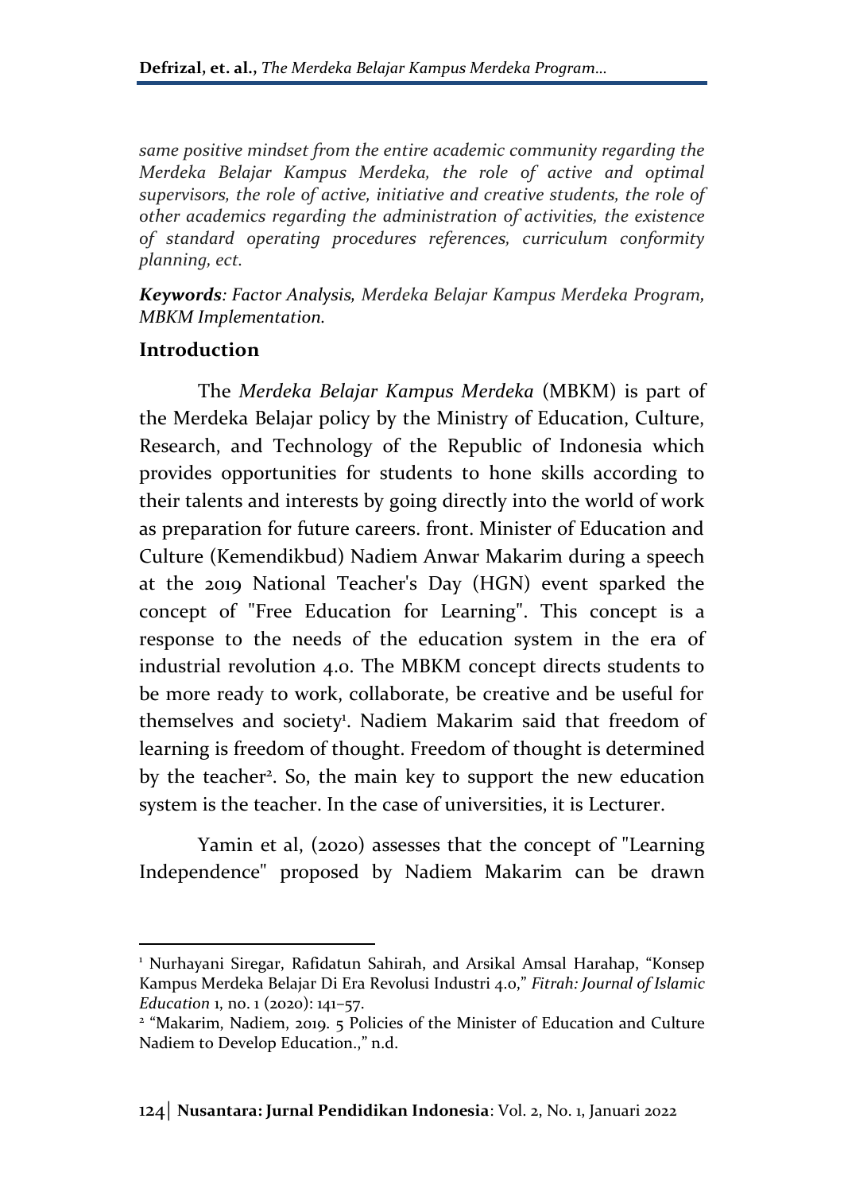*same positive mindset from the entire academic community regarding the Merdeka Belajar Kampus Merdeka, the role of active and optimal supervisors, the role of active, initiative and creative students, the role of other academics regarding the administration of activities, the existence of standard operating procedures references, curriculum conformity planning, ect.*

***Keywords**: Factor Analysis, Merdeka Belajar Kampus Merdeka Program, MBKM Implementation.*

## Introduction

The *Merdeka Belajar Kampus Merdeka* (MBKM) is part of the Merdeka Belajar policy by the Ministry of Education, Culture, Research, and Technology of the Republic of Indonesia which provides opportunities for students to hone skills according to their talents and interests by going directly into the world of work as preparation for future careers. front. Minister of Education and Culture (Kemendikbud) Nadiem Anwar Makarim during a speech at the 2019 National Teacher's Day (HGN) event sparked the concept of "Free Education for Learning". This concept is a response to the needs of the education system in the era of industrial revolution 4.0. The MBKM concept directs students to be more ready to work, collaborate, be creative and be useful for themselves and society[1]. Nadiem Makarim said that freedom of learning is freedom of thought. Freedom of thought is determined by the teacher[2]. So, the main key to support the new education system is the teacher. In the case of universities, it is Lecturer.

Yamin et al, (2020) assesses that the concept of "Learning Independence" proposed by Nadiem Makarim can be drawn

---

[1] Nurhayani Siregar, Rafidatun Sahirah, and Arsikal Amsal Harahap, "Konsep Kampus Merdeka Belajar Di Era Revolusi Industri 4.0," *Fitrah: Journal of Islamic Education* 1, no. 1 (2020): 141–57.

[2] "Makarim, Nadiem, 2019. 5 Policies of the Minister of Education and Culture Nadiem to Develop Education.," n.d.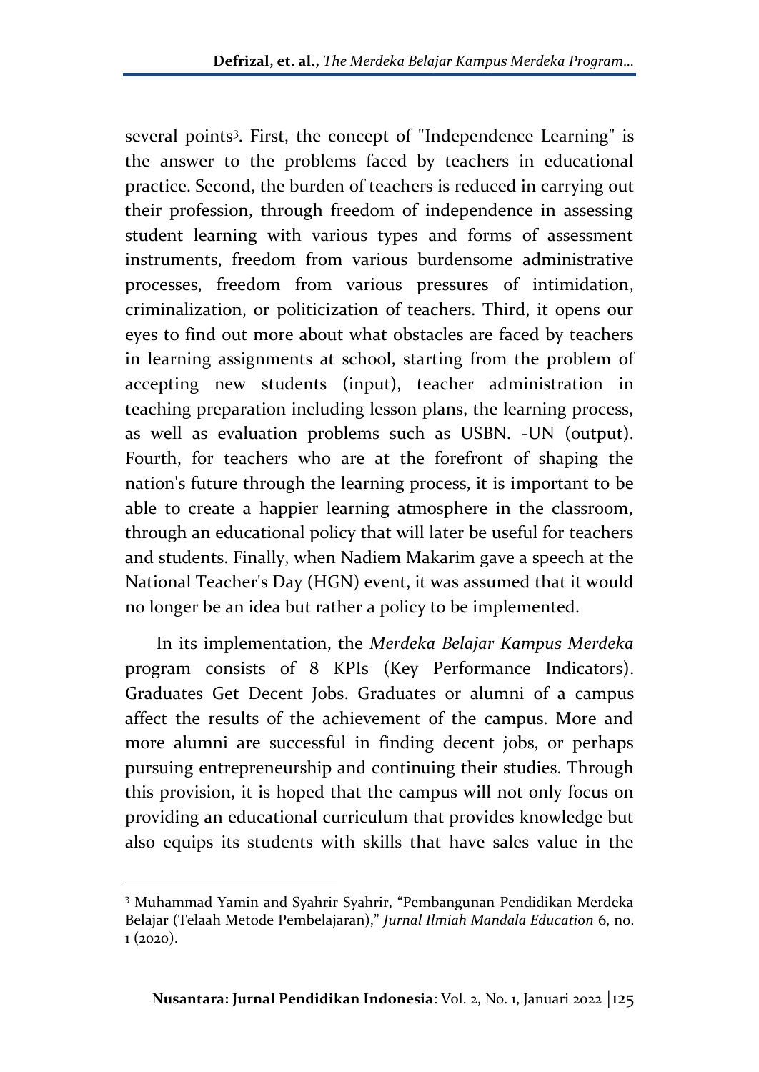several points[3]. First, the concept of "Independence Learning" is the answer to the problems faced by teachers in educational practice. Second, the burden of teachers is reduced in carrying out their profession, through freedom of independence in assessing student learning with various types and forms of assessment instruments, freedom from various burdensome administrative processes, freedom from various pressures of intimidation, criminalization, or politicization of teachers. Third, it opens our eyes to find out more about what obstacles are faced by teachers in learning assignments at school, starting from the problem of accepting new students (input), teacher administration in teaching preparation including lesson plans, the learning process, as well as evaluation problems such as USBN. -UN (output). Fourth, for teachers who are at the forefront of shaping the nation's future through the learning process, it is important to be able to create a happier learning atmosphere in the classroom, through an educational policy that will later be useful for teachers and students. Finally, when Nadiem Makarim gave a speech at the National Teacher's Day (HGN) event, it was assumed that it would no longer be an idea but rather a policy to be implemented.

In its implementation, the *Merdeka Belajar Kampus Merdeka* program consists of 8 KPIs (Key Performance Indicators). Graduates Get Decent Jobs. Graduates or alumni of a campus affect the results of the achievement of the campus. More and more alumni are successful in finding decent jobs, or perhaps pursuing entrepreneurship and continuing their studies. Through this provision, it is hoped that the campus will not only focus on providing an educational curriculum that provides knowledge but also equips its students with skills that have sales value in the

---

[3] Muhammad Yamin and Syahrir Syahrir, "Pembangunan Pendidikan Merdeka Belajar (Telaah Metode Pembelajaran)," *Jurnal Ilmiah Mandala Education* 6, no. 1 (2020).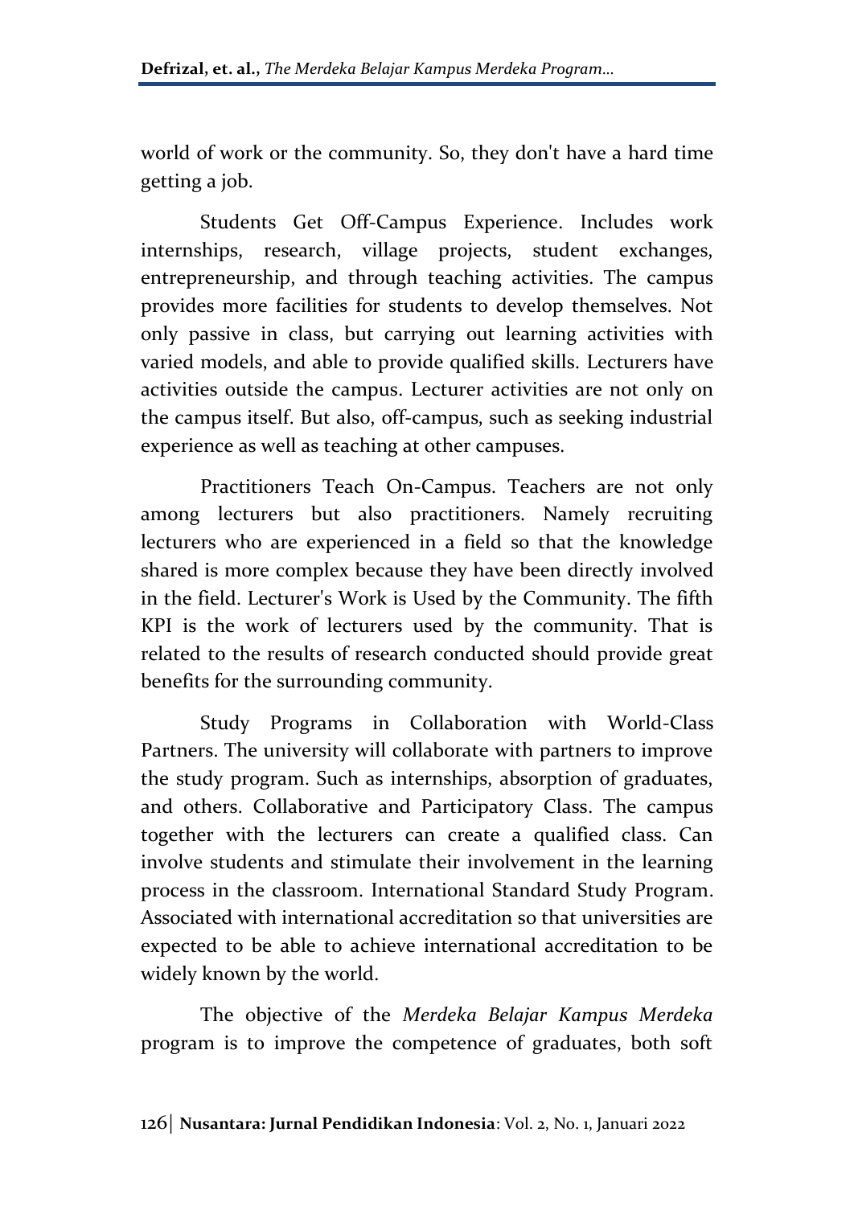world of work or the community. So, they don't have a hard time getting a job.

Students Get Off-Campus Experience. Includes work internships, research, village projects, student exchanges, entrepreneurship, and through teaching activities. The campus provides more facilities for students to develop themselves. Not only passive in class, but carrying out learning activities with varied models, and able to provide qualified skills. Lecturers have activities outside the campus. Lecturer activities are not only on the campus itself. But also, off-campus, such as seeking industrial experience as well as teaching at other campuses.

Practitioners Teach On-Campus. Teachers are not only among lecturers but also practitioners. Namely recruiting lecturers who are experienced in a field so that the knowledge shared is more complex because they have been directly involved in the field. Lecturer's Work is Used by the Community. The fifth KPI is the work of lecturers used by the community. That is related to the results of research conducted should provide great benefits for the surrounding community.

Study Programs in Collaboration with World-Class Partners. The university will collaborate with partners to improve the study program. Such as internships, absorption of graduates, and others. Collaborative and Participatory Class. The campus together with the lecturers can create a qualified class. Can involve students and stimulate their involvement in the learning process in the classroom. International Standard Study Program. Associated with international accreditation so that universities are expected to be able to achieve international accreditation to be widely known by the world.

The objective of the *Merdeka Belajar Kampus Merdeka* program is to improve the competence of graduates, both soft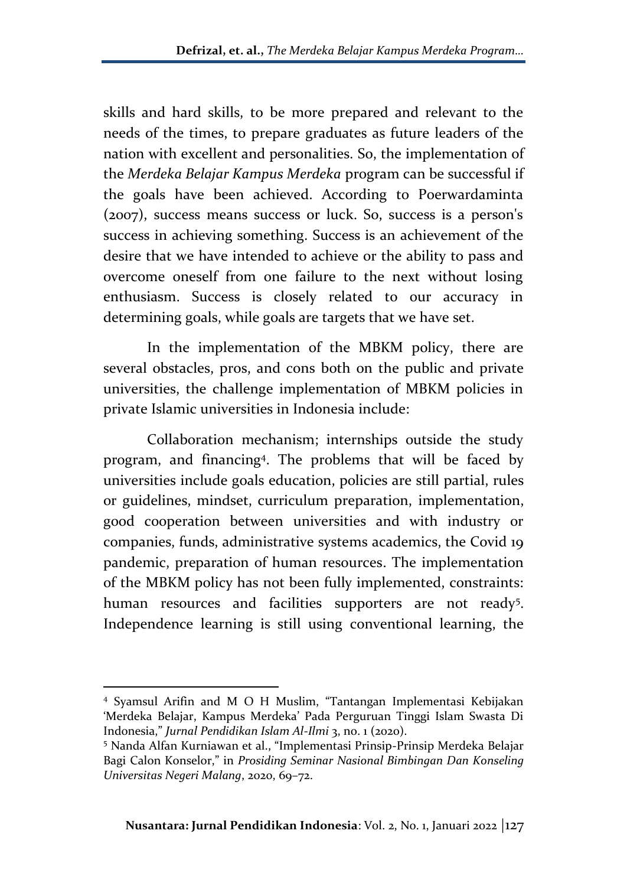skills and hard skills, to be more prepared and relevant to the needs of the times, to prepare graduates as future leaders of the nation with excellent and personalities. So, the implementation of the *Merdeka Belajar Kampus Merdeka* program can be successful if the goals have been achieved. According to Poerwardaminta (2007), success means success or luck. So, success is a person's success in achieving something. Success is an achievement of the desire that we have intended to achieve or the ability to pass and overcome oneself from one failure to the next without losing enthusiasm. Success is closely related to our accuracy in determining goals, while goals are targets that we have set.

In the implementation of the MBKM policy, there are several obstacles, pros, and cons both on the public and private universities, the challenge implementation of MBKM policies in private Islamic universities in Indonesia include:

Collaboration mechanism; internships outside the study program, and financing[4]. The problems that will be faced by universities include goals education, policies are still partial, rules or guidelines, mindset, curriculum preparation, implementation, good cooperation between universities and with industry or companies, funds, administrative systems academics, the Covid 19 pandemic, preparation of human resources. The implementation of the MBKM policy has not been fully implemented, constraints: human resources and facilities supporters are not ready[5]. Independence learning is still using conventional learning, the

---

[4] Syamsul Arifin and M O H Muslim, "Tantangan Implementasi Kebijakan 'Merdeka Belajar, Kampus Merdeka' Pada Perguruan Tinggi Islam Swasta Di Indonesia," *Jurnal Pendidikan Islam Al-Ilmi* 3, no. 1 (2020).

[5] Nanda Alfan Kurniawan et al., "Implementasi Prinsip-Prinsip Merdeka Belajar Bagi Calon Konselor," in *Prosiding Seminar Nasional Bimbingan Dan Konseling Universitas Negeri Malang*, 2020, 69–72.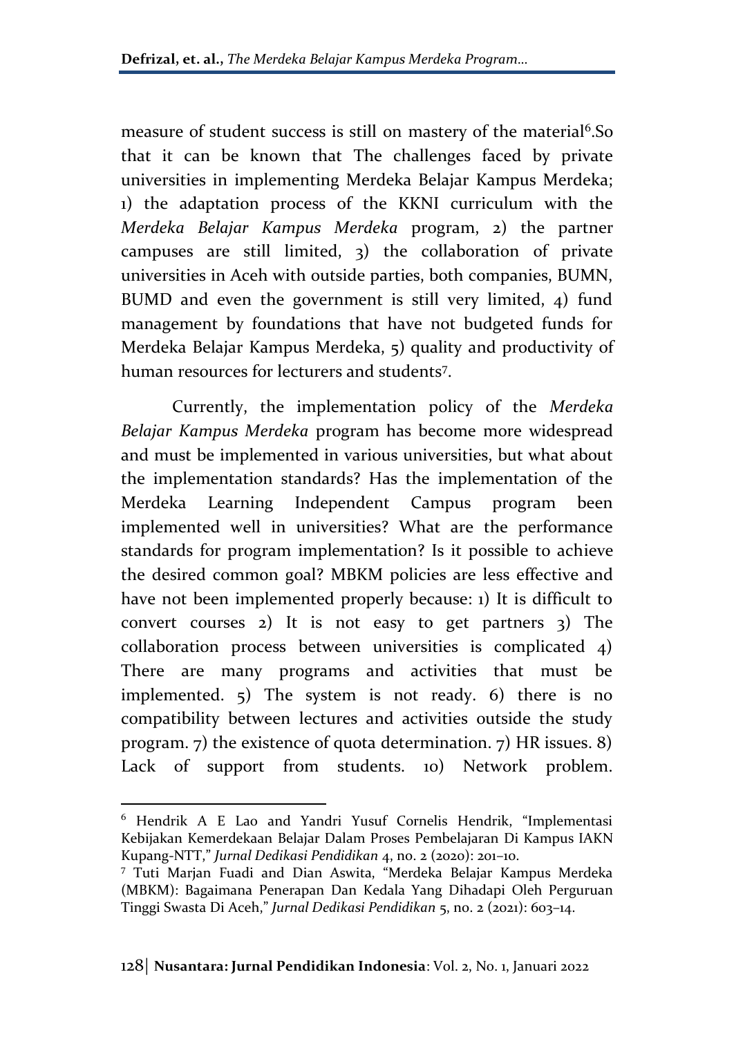measure of student success is still on mastery of the material[6].So that it can be known that The challenges faced by private universities in implementing Merdeka Belajar Kampus Merdeka; 1) the adaptation process of the KKNI curriculum with the *Merdeka Belajar Kampus Merdeka* program, 2) the partner campuses are still limited, 3) the collaboration of private universities in Aceh with outside parties, both companies, BUMN, BUMD and even the government is still very limited, 4) fund management by foundations that have not budgeted funds for Merdeka Belajar Kampus Merdeka, 5) quality and productivity of human resources for lecturers and students[7].

Currently, the implementation policy of the *Merdeka Belajar Kampus Merdeka* program has become more widespread and must be implemented in various universities, but what about the implementation standards? Has the implementation of the Merdeka Learning Independent Campus program been implemented well in universities? What are the performance standards for program implementation? Is it possible to achieve the desired common goal? MBKM policies are less effective and have not been implemented properly because: 1) It is difficult to convert courses 2) It is not easy to get partners 3) The collaboration process between universities is complicated 4) There are many programs and activities that must be implemented. 5) The system is not ready. 6) there is no compatibility between lectures and activities outside the study program. 7) the existence of quota determination. 7) HR issues. 8) Lack of support from students. 10) Network problem.

---

[6] Hendrik A E Lao and Yandri Yusuf Cornelis Hendrik, "Implementasi Kebijakan Kemerdekaan Belajar Dalam Proses Pembelajaran Di Kampus IAKN Kupang-NTT," *Jurnal Dedikasi Pendidikan* 4, no. 2 (2020): 201–10.

[7] Tuti Marjan Fuadi and Dian Aswita, "Merdeka Belajar Kampus Merdeka (MBKM): Bagaimana Penerapan Dan Kedala Yang Dihadapi Oleh Perguruan Tinggi Swasta Di Aceh," *Jurnal Dedikasi Pendidikan* 5, no. 2 (2021): 603–14.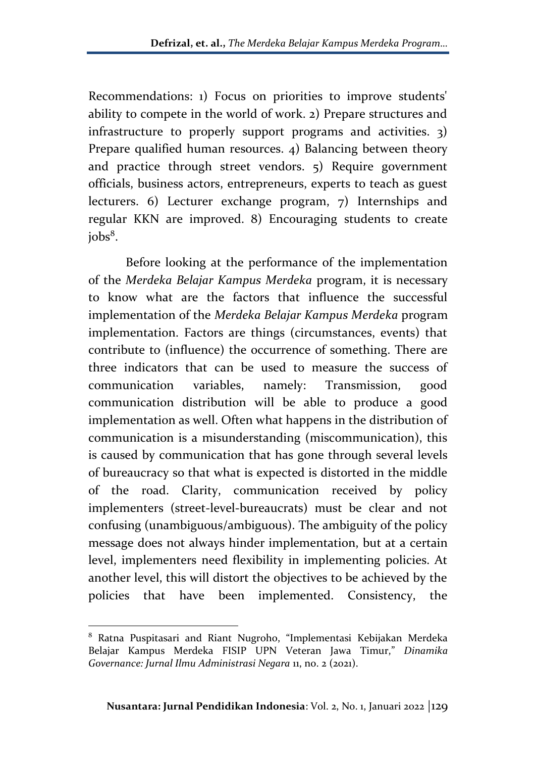Recommendations: 1) Focus on priorities to improve students' ability to compete in the world of work. 2) Prepare structures and infrastructure to properly support programs and activities. 3) Prepare qualified human resources. 4) Balancing between theory and practice through street vendors. 5) Require government officials, business actors, entrepreneurs, experts to teach as guest lecturers. 6) Lecturer exchange program, 7) Internships and regular KKN are improved. 8) Encouraging students to create jobs[8].

Before looking at the performance of the implementation of the *Merdeka Belajar Kampus Merdeka* program, it is necessary to know what are the factors that influence the successful implementation of the *Merdeka Belajar Kampus Merdeka* program implementation. Factors are things (circumstances, events) that contribute to (influence) the occurrence of something. There are three indicators that can be used to measure the success of communication variables, namely: Transmission, good communication distribution will be able to produce a good implementation as well. Often what happens in the distribution of communication is a misunderstanding (miscommunication), this is caused by communication that has gone through several levels of bureaucracy so that what is expected is distorted in the middle of the road. Clarity, communication received by policy implementers (street-level-bureaucrats) must be clear and not confusing (unambiguous/ambiguous). The ambiguity of the policy message does not always hinder implementation, but at a certain level, implementers need flexibility in implementing policies. At another level, this will distort the objectives to be achieved by the policies that have been implemented. Consistency, the

---

[8] Ratna Puspitasari and Riant Nugroho, "Implementasi Kebijakan Merdeka Belajar Kampus Merdeka FISIP UPN Veteran Jawa Timur," *Dinamika Governance: Jurnal Ilmu Administrasi Negara* 11, no. 2 (2021).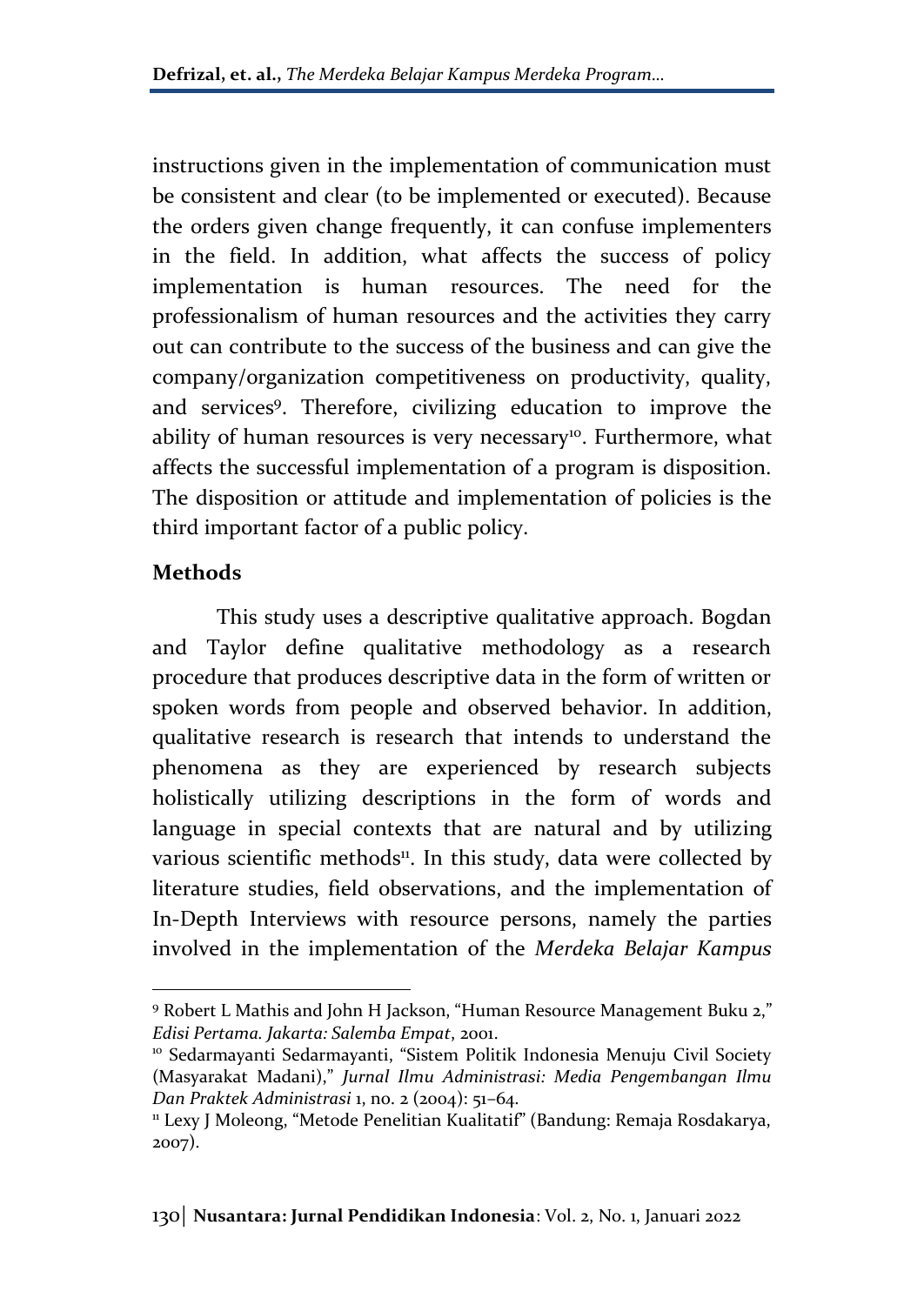instructions given in the implementation of communication must be consistent and clear (to be implemented or executed). Because the orders given change frequently, it can confuse implementers in the field. In addition, what affects the success of policy implementation is human resources. The need for the professionalism of human resources and the activities they carry out can contribute to the success of the business and can give the company/organization competitiveness on productivity, quality, and services[9]. Therefore, civilizing education to improve the ability of human resources is very necessary[10]. Furthermore, what affects the successful implementation of a program is disposition. The disposition or attitude and implementation of policies is the third important factor of a public policy.

## Methods

This study uses a descriptive qualitative approach. Bogdan and Taylor define qualitative methodology as a research procedure that produces descriptive data in the form of written or spoken words from people and observed behavior. In addition, qualitative research is research that intends to understand the phenomena as they are experienced by research subjects holistically utilizing descriptions in the form of words and language in special contexts that are natural and by utilizing various scientific methods[11]. In this study, data were collected by literature studies, field observations, and the implementation of In-Depth Interviews with resource persons, namely the parties involved in the implementation of the *Merdeka Belajar Kampus*

---

[9] Robert L Mathis and John H Jackson, "Human Resource Management Buku 2," *Edisi Pertama. Jakarta: Salemba Empat*, 2001.

[10] Sedarmayanti Sedarmayanti, "Sistem Politik Indonesia Menuju Civil Society (Masyarakat Madani)," *Jurnal Ilmu Administrasi: Media Pengembangan Ilmu Dan Praktek Administrasi* 1, no. 2 (2004): 51–64.

[11] Lexy J Moleong, "Metode Penelitian Kualitatif" (Bandung: Remaja Rosdakarya, 2007).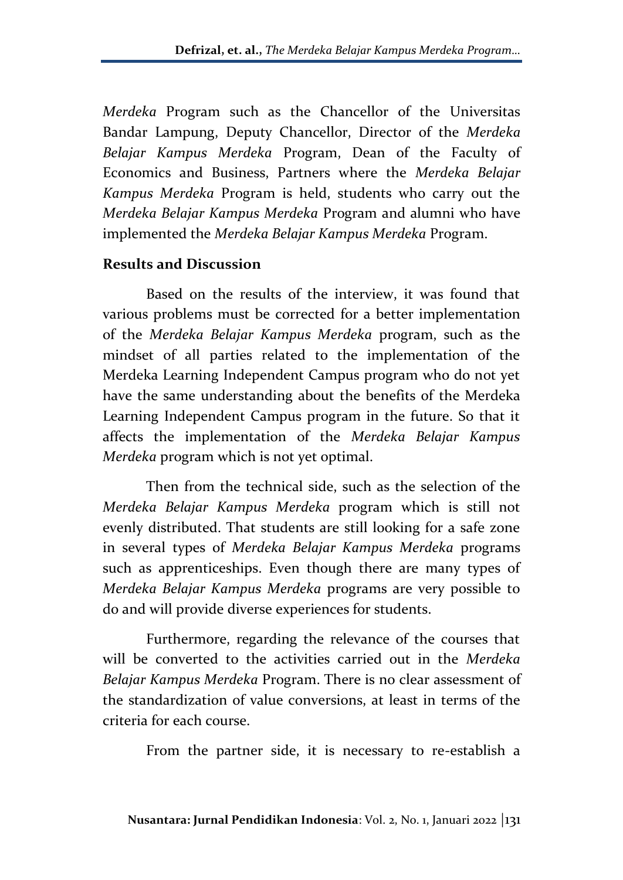*Merdeka* Program such as the Chancellor of the Universitas Bandar Lampung, Deputy Chancellor, Director of the *Merdeka Belajar Kampus Merdeka* Program, Dean of the Faculty of Economics and Business, Partners where the *Merdeka Belajar Kampus Merdeka* Program is held, students who carry out the *Merdeka Belajar Kampus Merdeka* Program and alumni who have implemented the *Merdeka Belajar Kampus Merdeka* Program.

## Results and Discussion

Based on the results of the interview, it was found that various problems must be corrected for a better implementation of the *Merdeka Belajar Kampus Merdeka* program, such as the mindset of all parties related to the implementation of the Merdeka Learning Independent Campus program who do not yet have the same understanding about the benefits of the Merdeka Learning Independent Campus program in the future. So that it affects the implementation of the *Merdeka Belajar Kampus Merdeka* program which is not yet optimal.

Then from the technical side, such as the selection of the *Merdeka Belajar Kampus Merdeka* program which is still not evenly distributed. That students are still looking for a safe zone in several types of *Merdeka Belajar Kampus Merdeka* programs such as apprenticeships. Even though there are many types of *Merdeka Belajar Kampus Merdeka* programs are very possible to do and will provide diverse experiences for students.

Furthermore, regarding the relevance of the courses that will be converted to the activities carried out in the *Merdeka Belajar Kampus Merdeka* Program. There is no clear assessment of the standardization of value conversions, at least in terms of the criteria for each course.

From the partner side, it is necessary to re-establish a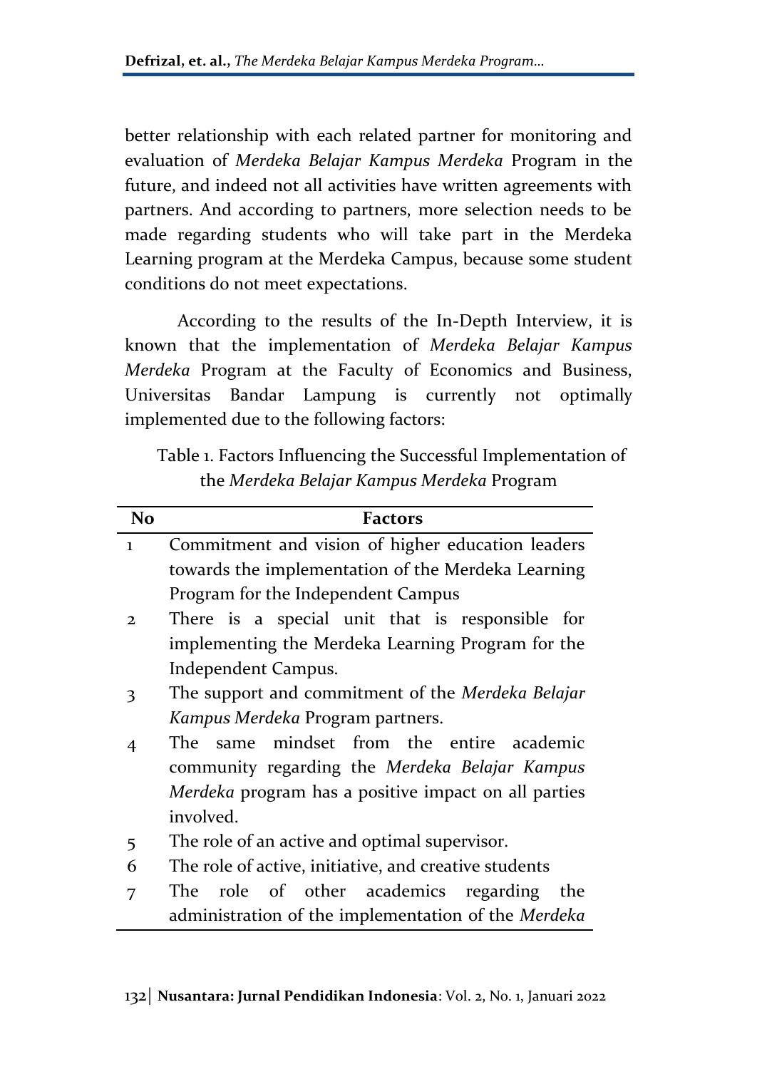better relationship with each related partner for monitoring and evaluation of *Merdeka Belajar Kampus Merdeka* Program in the future, and indeed not all activities have written agreements with partners. And according to partners, more selection needs to be made regarding students who will take part in the Merdeka Learning program at the Merdeka Campus, because some student conditions do not meet expectations.

According to the results of the In-Depth Interview, it is known that the implementation of *Merdeka Belajar Kampus Merdeka* Program at the Faculty of Economics and Business, Universitas Bandar Lampung is currently not optimally implemented due to the following factors:

Table 1. Factors Influencing the Successful Implementation of the *Merdeka Belajar Kampus Merdeka* Program

| No | Factors |
|---|---|
| 1 | Commitment and vision of higher education leaders towards the implementation of the Merdeka Learning Program for the Independent Campus |
| 2 | There is a special unit that is responsible for implementing the Merdeka Learning Program for the Independent Campus. |
| 3 | The support and commitment of the *Merdeka Belajar Kampus Merdeka* Program partners. |
| 4 | The same mindset from the entire academic community regarding the *Merdeka Belajar Kampus Merdeka* program has a positive impact on all parties involved. |
| 5 | The role of an active and optimal supervisor. |
| 6 | The role of active, initiative, and creative students |
| 7 | The role of other academics regarding the administration of the implementation of the *Merdeka* |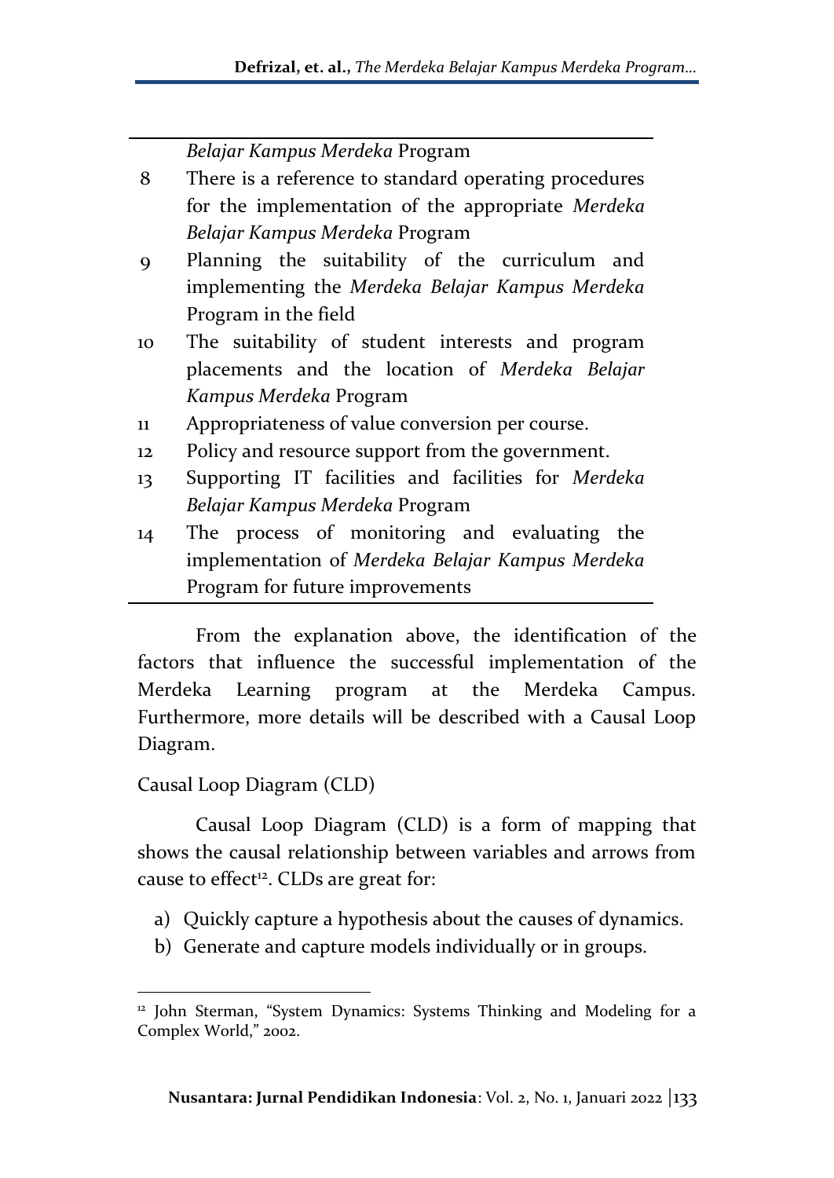| No | Factor |
|---|---|
|  | *Belajar Kampus Merdeka* Program |
| 8 | There is a reference to standard operating procedures for the implementation of the appropriate *Merdeka Belajar Kampus Merdeka* Program |
| 9 | Planning the suitability of the curriculum and implementing the *Merdeka Belajar Kampus Merdeka* Program in the field |
| 10 | The suitability of student interests and program placements and the location of *Merdeka Belajar Kampus Merdeka* Program |
| 11 | Appropriateness of value conversion per course. |
| 12 | Policy and resource support from the government. |
| 13 | Supporting IT facilities and facilities for *Merdeka Belajar Kampus Merdeka* Program |
| 14 | The process of monitoring and evaluating the implementation of *Merdeka Belajar Kampus Merdeka* Program for future improvements |

From the explanation above, the identification of the factors that influence the successful implementation of the Merdeka Learning program at the Merdeka Campus. Furthermore, more details will be described with a Causal Loop Diagram.

Causal Loop Diagram (CLD)

Causal Loop Diagram (CLD) is a form of mapping that shows the causal relationship between variables and arrows from cause to effect[12]. CLDs are great for:

a) Quickly capture a hypothesis about the causes of dynamics.
b) Generate and capture models individually or in groups.

[12] John Sterman, "System Dynamics: Systems Thinking and Modeling for a Complex World," 2002.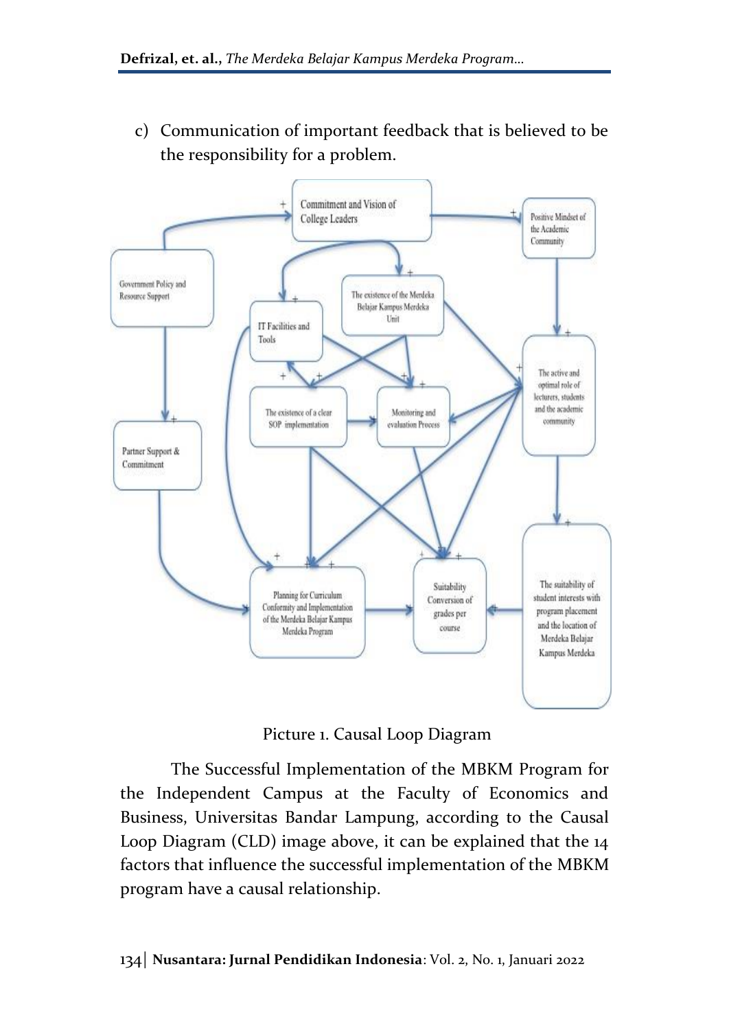c) Communication of important feedback that is believed to be the responsibility for a problem.

Picture 1. Causal Loop Diagram

The Successful Implementation of the MBKM Program for the Independent Campus at the Faculty of Economics and Business, Universitas Bandar Lampung, according to the Causal Loop Diagram (CLD) image above, it can be explained that the 14 factors that influence the successful implementation of the MBKM program have a causal relationship.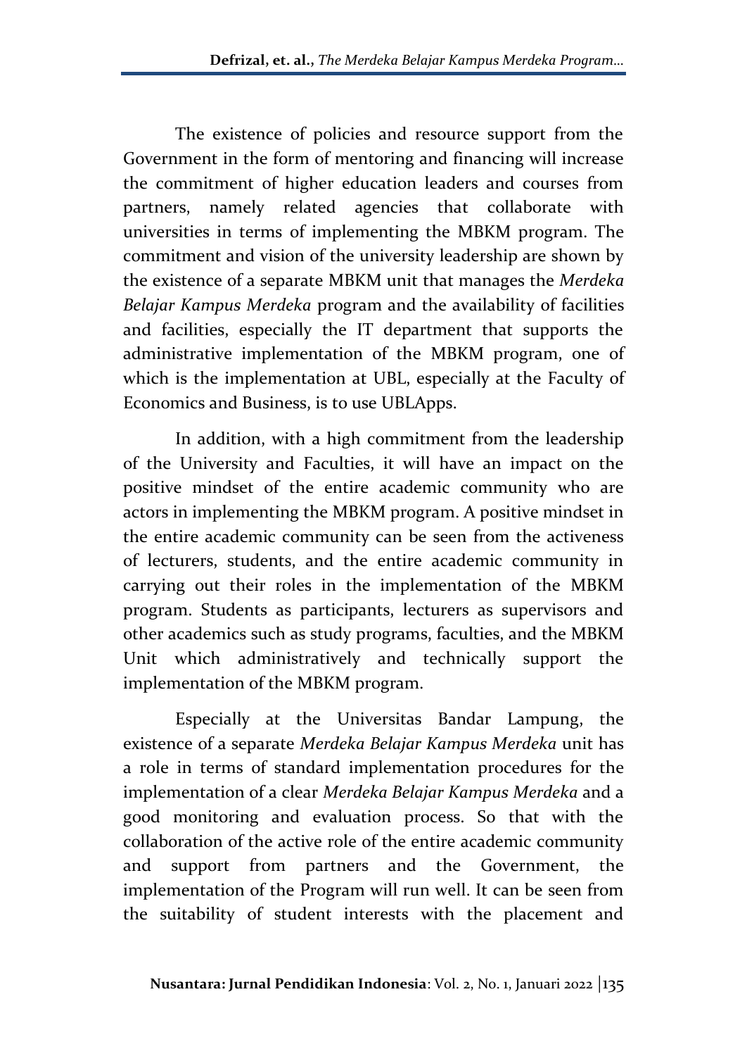The existence of policies and resource support from the Government in the form of mentoring and financing will increase the commitment of higher education leaders and courses from partners, namely related agencies that collaborate with universities in terms of implementing the MBKM program. The commitment and vision of the university leadership are shown by the existence of a separate MBKM unit that manages the *Merdeka Belajar Kampus Merdeka* program and the availability of facilities and facilities, especially the IT department that supports the administrative implementation of the MBKM program, one of which is the implementation at UBL, especially at the Faculty of Economics and Business, is to use UBLApps.

In addition, with a high commitment from the leadership of the University and Faculties, it will have an impact on the positive mindset of the entire academic community who are actors in implementing the MBKM program. A positive mindset in the entire academic community can be seen from the activeness of lecturers, students, and the entire academic community in carrying out their roles in the implementation of the MBKM program. Students as participants, lecturers as supervisors and other academics such as study programs, faculties, and the MBKM Unit which administratively and technically support the implementation of the MBKM program.

Especially at the Universitas Bandar Lampung, the existence of a separate *Merdeka Belajar Kampus Merdeka* unit has a role in terms of standard implementation procedures for the implementation of a clear *Merdeka Belajar Kampus Merdeka* and a good monitoring and evaluation process. So that with the collaboration of the active role of the entire academic community and support from partners and the Government, the implementation of the Program will run well. It can be seen from the suitability of student interests with the placement and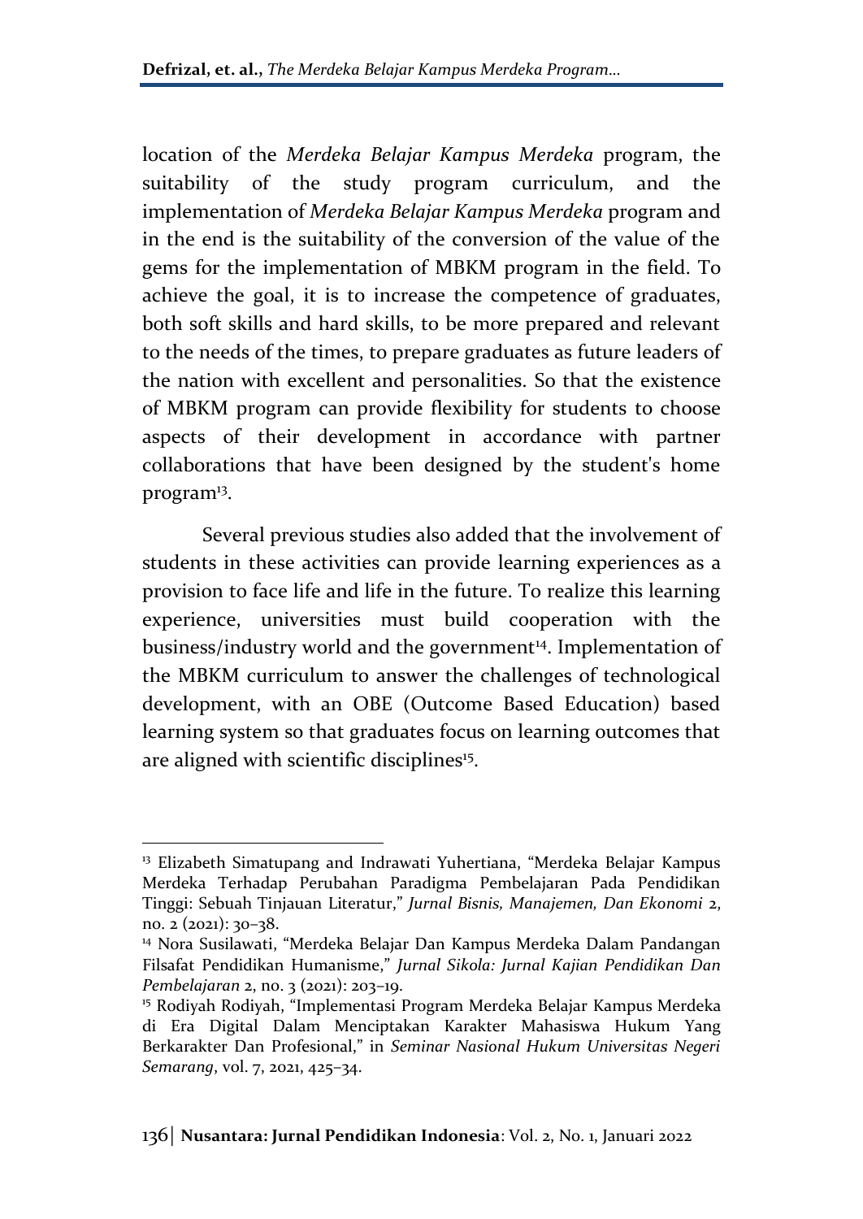location of the *Merdeka Belajar Kampus Merdeka* program, the suitability of the study program curriculum, and the implementation of *Merdeka Belajar Kampus Merdeka* program and in the end is the suitability of the conversion of the value of the gems for the implementation of MBKM program in the field. To achieve the goal, it is to increase the competence of graduates, both soft skills and hard skills, to be more prepared and relevant to the needs of the times, to prepare graduates as future leaders of the nation with excellent and personalities. So that the existence of MBKM program can provide flexibility for students to choose aspects of their development in accordance with partner collaborations that have been designed by the student's home program[13].

Several previous studies also added that the involvement of students in these activities can provide learning experiences as a provision to face life and life in the future. To realize this learning experience, universities must build cooperation with the business/industry world and the government[14]. Implementation of the MBKM curriculum to answer the challenges of technological development, with an OBE (Outcome Based Education) based learning system so that graduates focus on learning outcomes that are aligned with scientific disciplines[15].

---

[13] Elizabeth Simatupang and Indrawati Yuhertiana, "Merdeka Belajar Kampus Merdeka Terhadap Perubahan Paradigma Pembelajaran Pada Pendidikan Tinggi: Sebuah Tinjauan Literatur," *Jurnal Bisnis, Manajemen, Dan Ekonomi* 2, no. 2 (2021): 30–38.

[14] Nora Susilawati, "Merdeka Belajar Dan Kampus Merdeka Dalam Pandangan Filsafat Pendidikan Humanisme," *Jurnal Sikola: Jurnal Kajian Pendidikan Dan Pembelajaran* 2, no. 3 (2021): 203–19.

[15] Rodiyah Rodiyah, "Implementasi Program Merdeka Belajar Kampus Merdeka di Era Digital Dalam Menciptakan Karakter Mahasiswa Hukum Yang Berkarakter Dan Profesional," in *Seminar Nasional Hukum Universitas Negeri Semarang*, vol. 7, 2021, 425–34.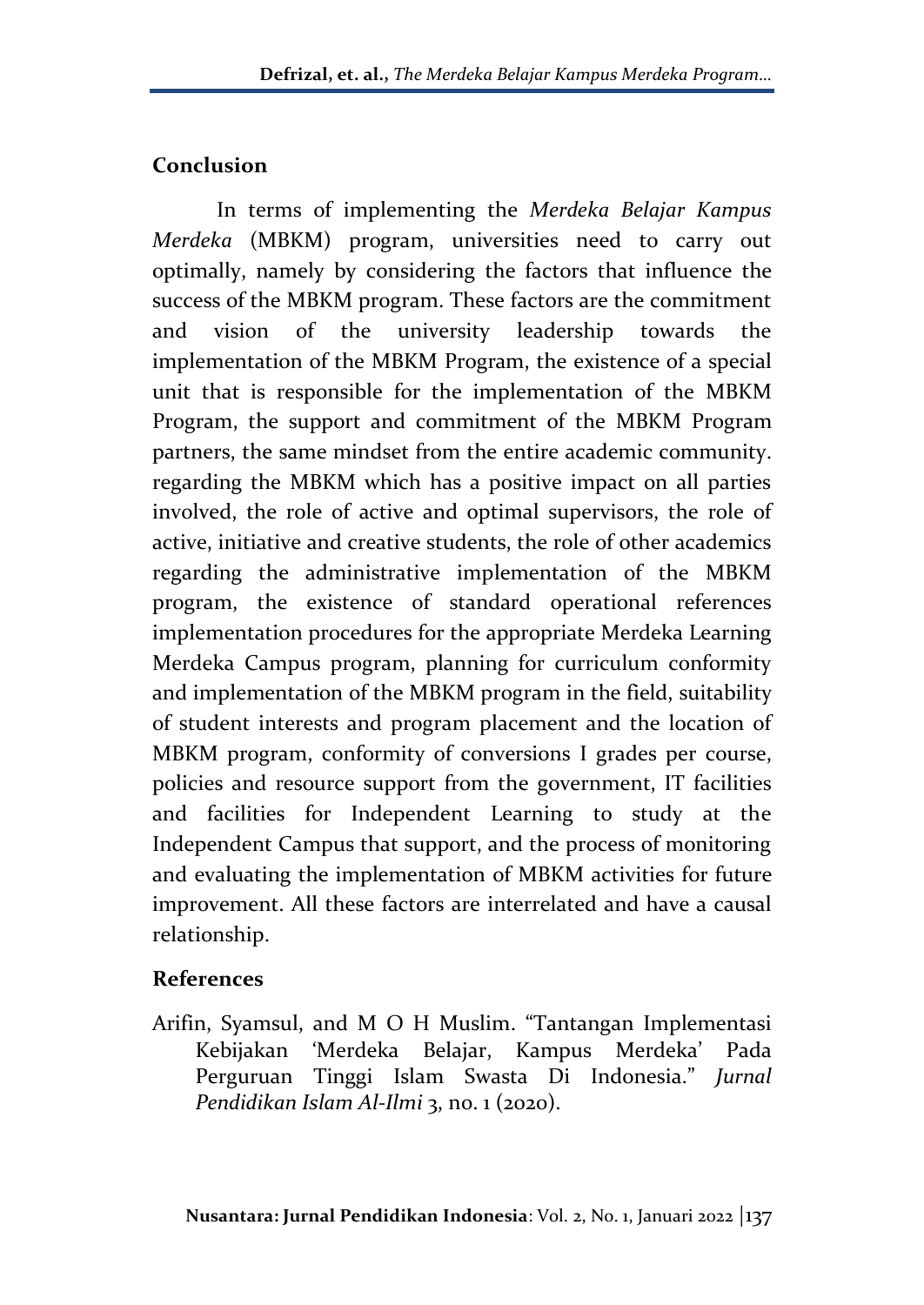## Conclusion

In terms of implementing the *Merdeka Belajar Kampus Merdeka* (MBKM) program, universities need to carry out optimally, namely by considering the factors that influence the success of the MBKM program. These factors are the commitment and vision of the university leadership towards the implementation of the MBKM Program, the existence of a special unit that is responsible for the implementation of the MBKM Program, the support and commitment of the MBKM Program partners, the same mindset from the entire academic community. regarding the MBKM which has a positive impact on all parties involved, the role of active and optimal supervisors, the role of active, initiative and creative students, the role of other academics regarding the administrative implementation of the MBKM program, the existence of standard operational references implementation procedures for the appropriate Merdeka Learning Merdeka Campus program, planning for curriculum conformity and implementation of the MBKM program in the field, suitability of student interests and program placement and the location of MBKM program, conformity of conversions I grades per course, policies and resource support from the government, IT facilities and facilities for Independent Learning to study at the Independent Campus that support, and the process of monitoring and evaluating the implementation of MBKM activities for future improvement. All these factors are interrelated and have a causal relationship.

## References

Arifin, Syamsul, and M O H Muslim. "Tantangan Implementasi Kebijakan 'Merdeka Belajar, Kampus Merdeka' Pada Perguruan Tinggi Islam Swasta Di Indonesia." *Jurnal Pendidikan Islam Al-Ilmi* 3, no. 1 (2020).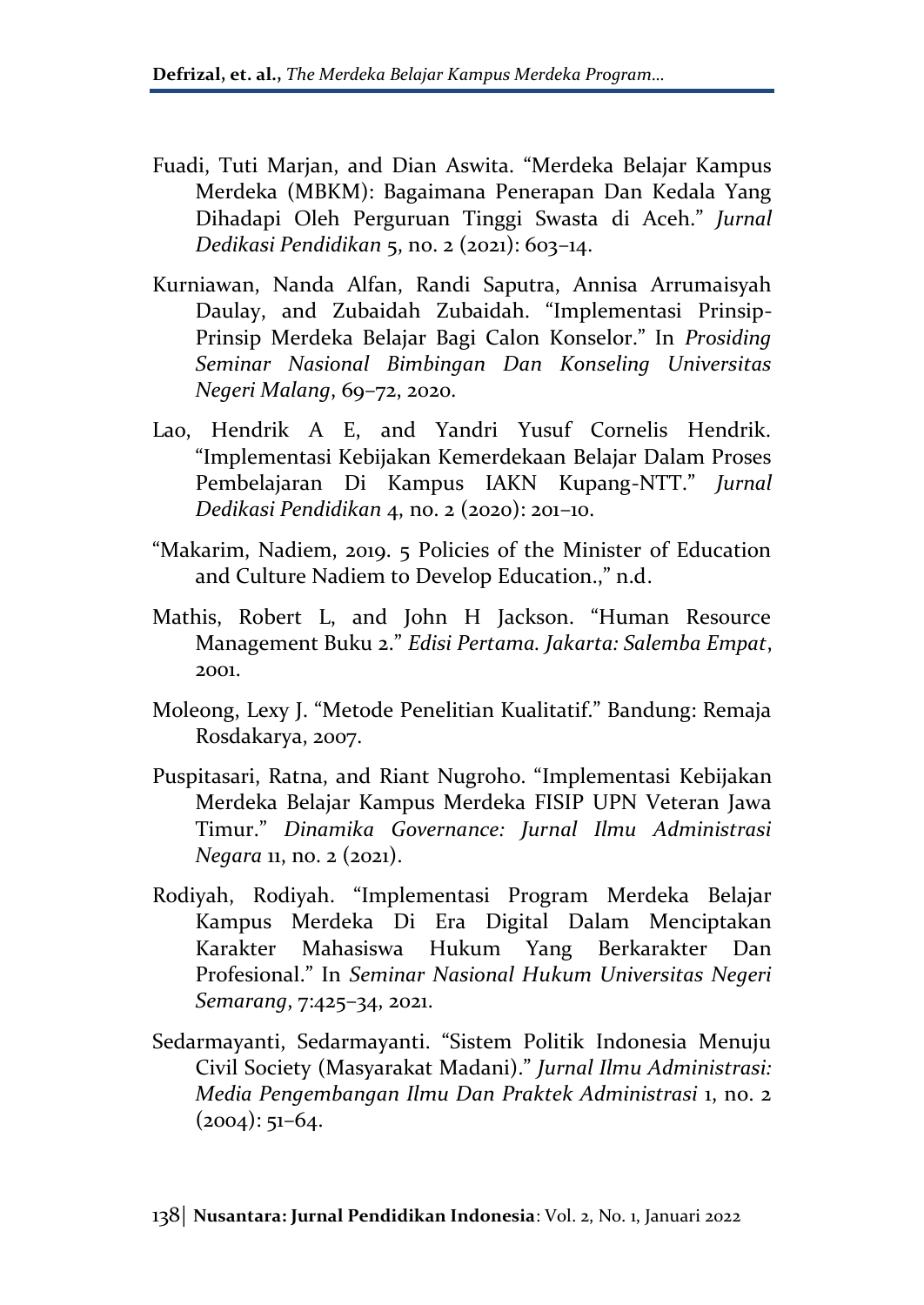Fuadi, Tuti Marjan, and Dian Aswita. "Merdeka Belajar Kampus Merdeka (MBKM): Bagaimana Penerapan Dan Kedala Yang Dihadapi Oleh Perguruan Tinggi Swasta di Aceh." *Jurnal Dedikasi Pendidikan* 5, no. 2 (2021): 603–14.

Kurniawan, Nanda Alfan, Randi Saputra, Annisa Arrumaisyah Daulay, and Zubaidah Zubaidah. "Implementasi Prinsip-Prinsip Merdeka Belajar Bagi Calon Konselor." In *Prosiding Seminar Nasional Bimbingan Dan Konseling Universitas Negeri Malang*, 69–72, 2020.

Lao, Hendrik A E, and Yandri Yusuf Cornelis Hendrik. "Implementasi Kebijakan Kemerdekaan Belajar Dalam Proses Pembelajaran Di Kampus IAKN Kupang-NTT." *Jurnal Dedikasi Pendidikan* 4, no. 2 (2020): 201–10.

"Makarim, Nadiem, 2019. 5 Policies of the Minister of Education and Culture Nadiem to Develop Education.," n.d.

Mathis, Robert L, and John H Jackson. "Human Resource Management Buku 2." *Edisi Pertama. Jakarta: Salemba Empat*, 2001.

Moleong, Lexy J. "Metode Penelitian Kualitatif." Bandung: Remaja Rosdakarya, 2007.

Puspitasari, Ratna, and Riant Nugroho. "Implementasi Kebijakan Merdeka Belajar Kampus Merdeka FISIP UPN Veteran Jawa Timur." *Dinamika Governance: Jurnal Ilmu Administrasi Negara* 11, no. 2 (2021).

Rodiyah, Rodiyah. "Implementasi Program Merdeka Belajar Kampus Merdeka Di Era Digital Dalam Menciptakan Karakter Mahasiswa Hukum Yang Berkarakter Dan Profesional." In *Seminar Nasional Hukum Universitas Negeri Semarang*, 7:425–34, 2021.

Sedarmayanti, Sedarmayanti. "Sistem Politik Indonesia Menuju Civil Society (Masyarakat Madani)." *Jurnal Ilmu Administrasi: Media Pengembangan Ilmu Dan Praktek Administrasi* 1, no. 2 (2004): 51–64.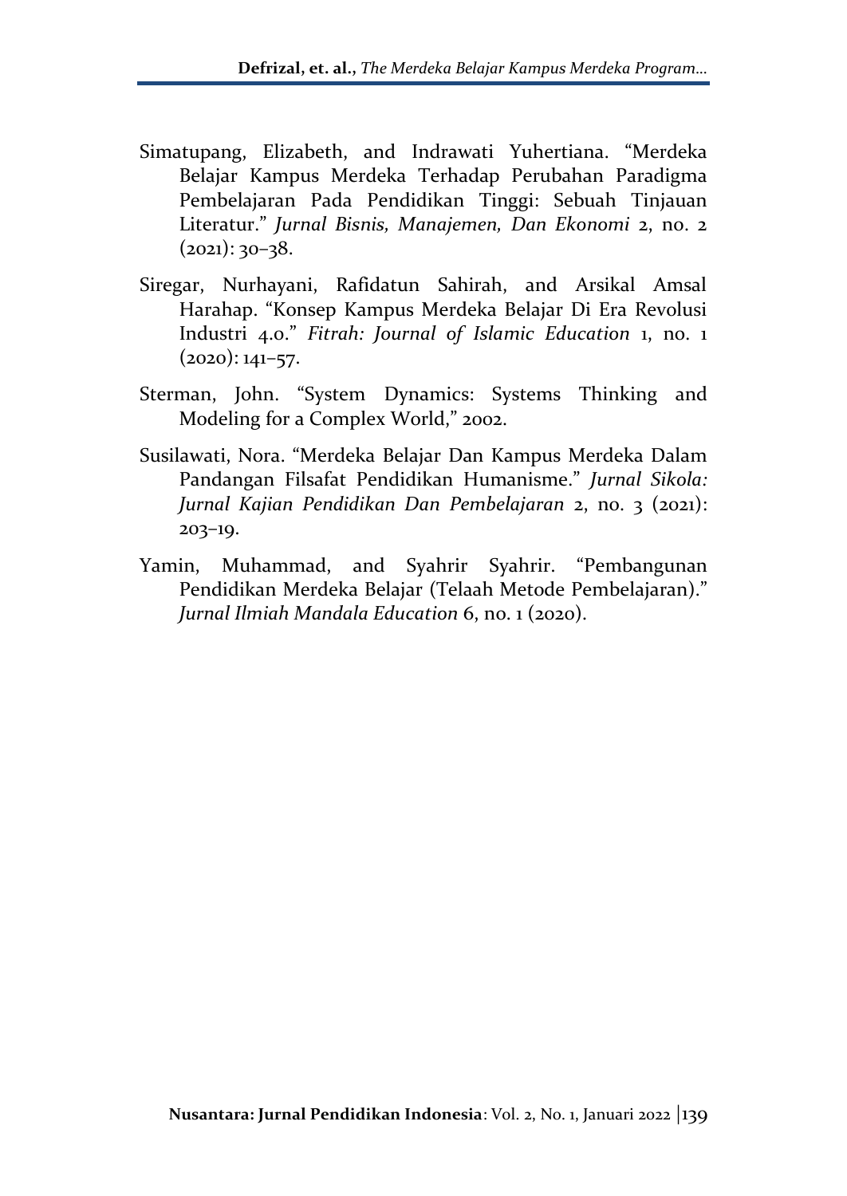Simatupang, Elizabeth, and Indrawati Yuhertiana. "Merdeka Belajar Kampus Merdeka Terhadap Perubahan Paradigma Pembelajaran Pada Pendidikan Tinggi: Sebuah Tinjauan Literatur." *Jurnal Bisnis, Manajemen, Dan Ekonomi* 2, no. 2 (2021): 30–38.

Siregar, Nurhayani, Rafidatun Sahirah, and Arsikal Amsal Harahap. "Konsep Kampus Merdeka Belajar Di Era Revolusi Industri 4.0." *Fitrah: Journal of Islamic Education* 1, no. 1 (2020): 141–57.

Sterman, John. "System Dynamics: Systems Thinking and Modeling for a Complex World," 2002.

Susilawati, Nora. "Merdeka Belajar Dan Kampus Merdeka Dalam Pandangan Filsafat Pendidikan Humanisme." *Jurnal Sikola: Jurnal Kajian Pendidikan Dan Pembelajaran* 2, no. 3 (2021): 203–19.

Yamin, Muhammad, and Syahrir Syahrir. "Pembangunan Pendidikan Merdeka Belajar (Telaah Metode Pembelajaran)." *Jurnal Ilmiah Mandala Education* 6, no. 1 (2020).